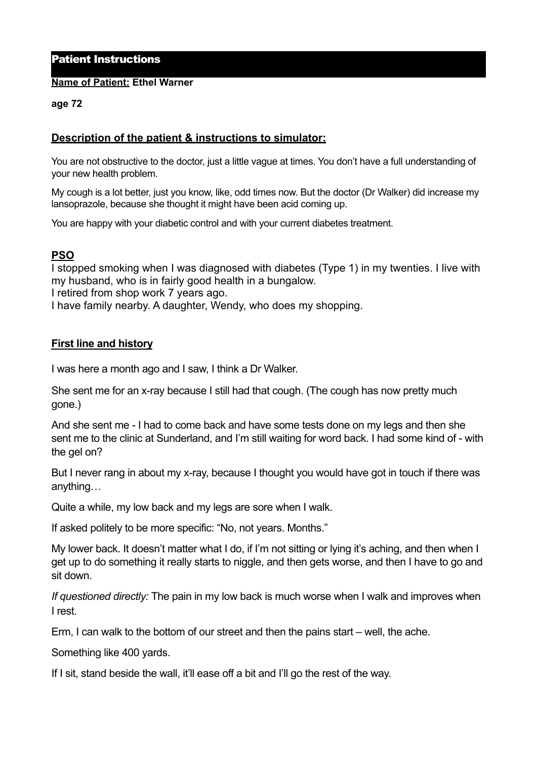## Patient Instructions

**<u>Name of Patient:</u> Ethel Warner**

**age 72**

### <u>Description of the patient & instructions to simulator:</u>

You are not obstructive to the doctor, just a little vague at times. You don't have a full understanding of your new health problem.

My cough is a lot better, just you know, like, odd times now. But the doctor (Dr Walker) did increase my lansoprazole, because she thought it might have been acid coming up.

You are happy with your diabetic control and with your current diabetes treatment.

### <u>PSO</u>

I stopped smoking when I was diagnosed with diabetes (Type 1) in my twenties. I live with my husband, who is in fairly good health in a bungalow.
I retired from shop work 7 years ago.
I have family nearby. A daughter, Wendy, who does my shopping.

### <u>First line and history</u>

I was here a month ago and I saw, I think a Dr Walker.

She sent me for an x-ray because I still had that cough. (The cough has now pretty much gone.)

And she sent me - I had to come back and have some tests done on my legs and then she sent me to the clinic at Sunderland, and I'm still waiting for word back. I had some kind of - with the gel on?

But I never rang in about my x-ray, because I thought you would have got in touch if there was anything…

Quite a while, my low back and my legs are sore when I walk.

If asked politely to be more specific: "No, not years. Months."

My lower back. It doesn't matter what I do, if I'm not sitting or lying it's aching, and then when I get up to do something it really starts to niggle, and then gets worse, and then I have to go and sit down.

*If questioned directly:* The pain in my low back is much worse when I walk and improves when I rest.

Erm, I can walk to the bottom of our street and then the pains start – well, the ache.

Something like 400 yards.

If I sit, stand beside the wall, it'll ease off a bit and I'll go the rest of the way.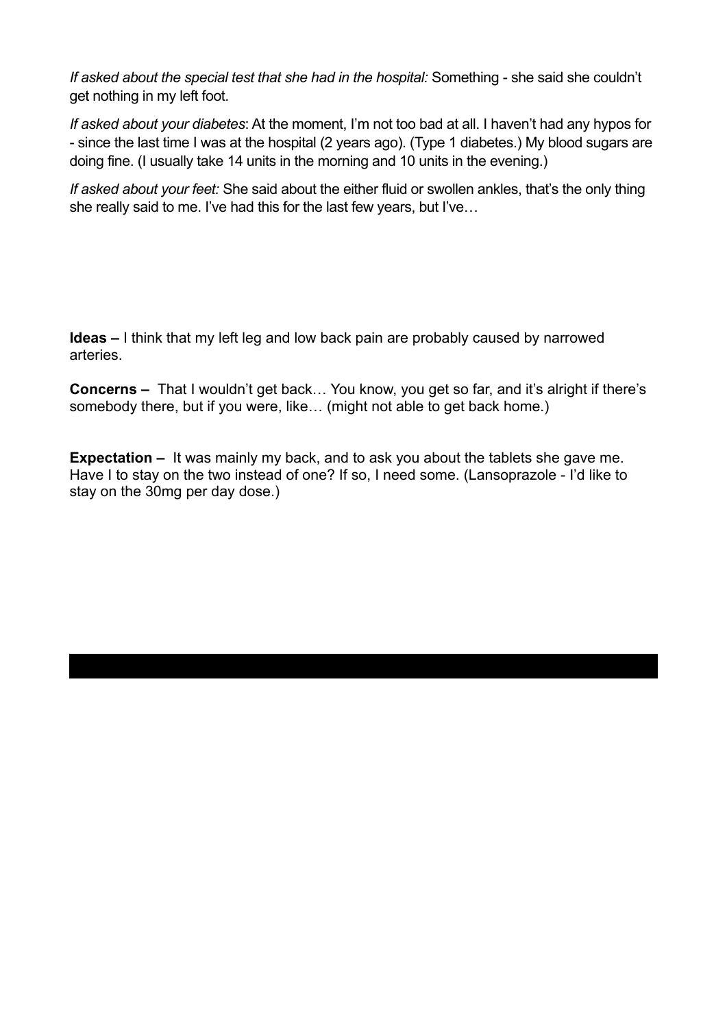*If asked about the special test that she had in the hospital:* Something - she said she couldn't get nothing in my left foot.

*If asked about your diabetes*: At the moment, I'm not too bad at all. I haven't had any hypos for - since the last time I was at the hospital (2 years ago). (Type 1 diabetes.) My blood sugars are doing fine. (I usually take 14 units in the morning and 10 units in the evening.)

*If asked about your feet:* She said about the either fluid or swollen ankles, that's the only thing she really said to me. I've had this for the last few years, but I've…

**Ideas –** I think that my left leg and low back pain are probably caused by narrowed arteries.

**Concerns –** That I wouldn't get back… You know, you get so far, and it's alright if there's somebody there, but if you were, like… (might not able to get back home.)

**Expectation –** It was mainly my back, and to ask you about the tablets she gave me. Have I to stay on the two instead of one? If so, I need some. (Lansoprazole - I'd like to stay on the 30mg per day dose.)